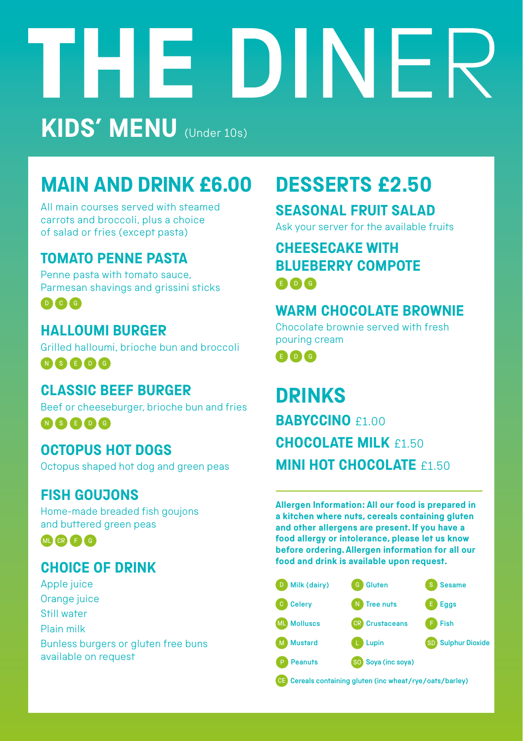# THE DINER

## KIDS' MENU (Under 10s)

## MAIN AND DRINK £6.00

All main courses served with steamed carrots and broccoli, plus a choice of salad or fries (except pasta)

### TOMATO PENNE PASTA

Penne pasta with tomato sauce, Parmesan shavings and grissini sticks

D C G

### HALLOUMI BURGER

Grilled halloumi, brioche bun and broccoli

N S E D G

### CLASSIC BEEF BURGER

Beef or cheeseburger, brioche bun and fries

N S E D G

### OCTOPUS HOT DOGS

Octopus shaped hot dog and green peas

### FISH GOUJONS

Home-made breaded fish goujons and buttered green peas

ML CR F G

### CHOICE OF DRINK

Apple juice
Orange juice
Still water
Plain milk
Bunless burgers or gluten free buns available on request

## DESSERTS £2.50

### SEASONAL FRUIT SALAD

Ask your server for the available fruits

### CHEESECAKE WITH BLUEBERRY COMPOTE

E D G

### WARM CHOCOLATE BROWNIE

Chocolate brownie served with fresh pouring cream

E D G

## DRINKS

**BABYCCINO** £1.00

**CHOCOLATE MILK** £1.50

**MINI HOT CHOCOLATE** £1.50

---

**Allergen Information: All our food is prepared in a kitchen where nuts, cereals containing gluten and other allergens are present. If you have a food allergy or intolerance, please let us know before ordering. Allergen information for all our food and drink is available upon request.**

| | | |
|---|---|---|
| D Milk (dairy) | G Gluten | S Sesame |
| C Celery | N Tree nuts | E Eggs |
| ML Molluscs | CR Crustaceans | F Fish |
| M Mustard | L Lupin | SD Sulphur Dioxide |
| P Peanuts | SO Soya (inc soya) | |

CE Cereals containing gluten (inc wheat/rye/oats/barley)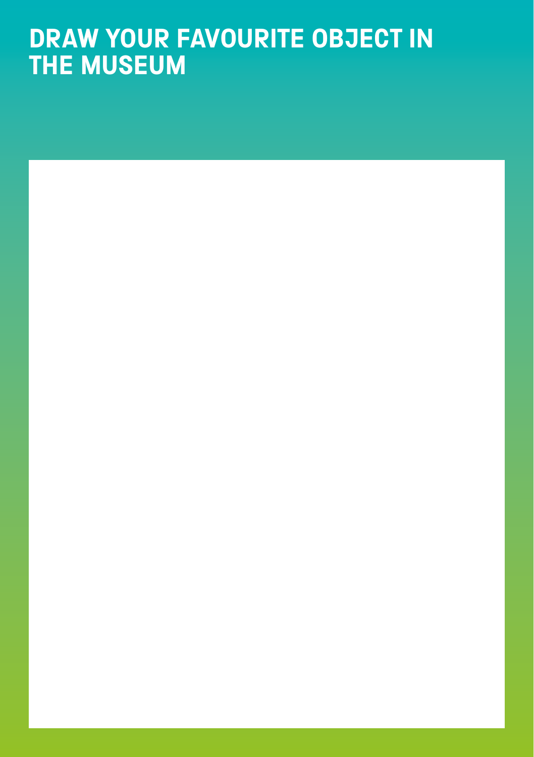# DRAW YOUR FAVOURITE OBJECT IN THE MUSEUM